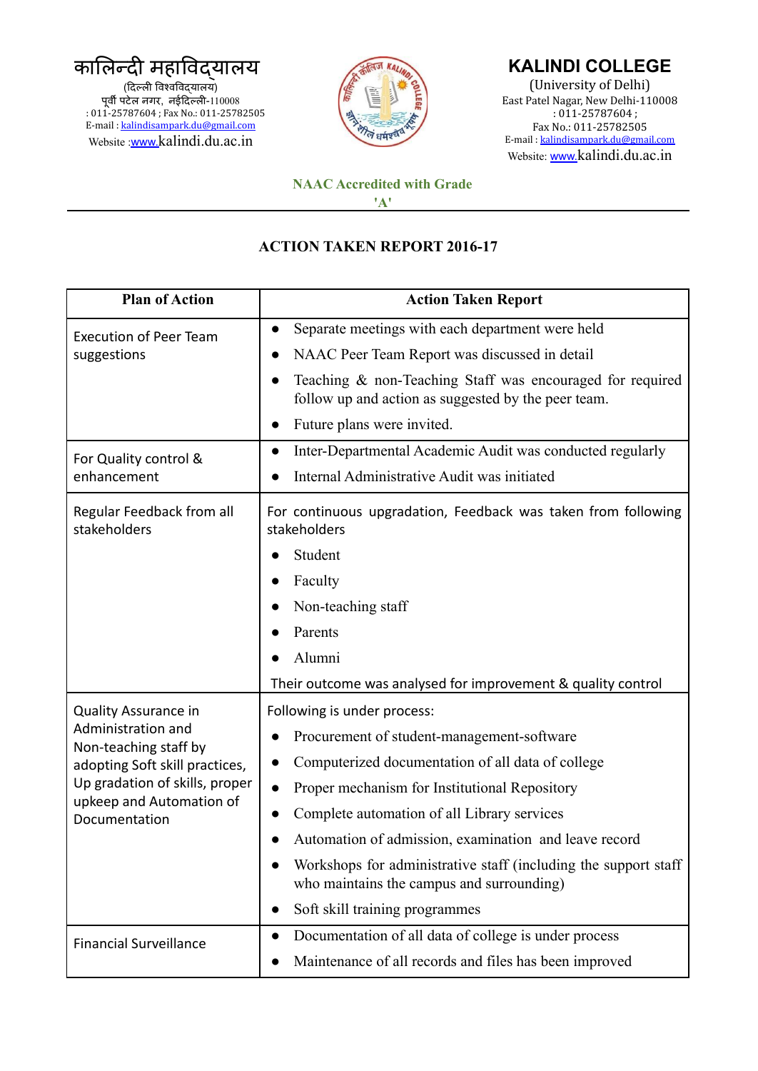कालिन्दी महाविद्यालय
(दिल्ली विश्वविद्यालय)
पूर्वी पटेल नगर, नईदिल्ली-110008
: 011-25787604 ; Fax No.: 011-25782505
E-mail : kalindisampark.du@gmail.com
Website :www.kalindi.du.ac.in

# KALINDI COLLEGE

(University of Delhi)
East Patel Nagar, New Delhi-110008
: 011-25787604 ;
Fax No.: 011-25782505
E-mail : kalindisampark.du@gmail.com
Website: www.kalindi.du.ac.in

**NAAC Accredited with Grade 'A'**

## ACTION TAKEN REPORT 2016-17

| Plan of Action | Action Taken Report |
|---|---|
| Execution of Peer Team suggestions | • Separate meetings with each department were held<br>• NAAC Peer Team Report was discussed in detail<br>• Teaching & non-Teaching Staff was encouraged for required follow up and action as suggested by the peer team.<br>• Future plans were invited. |
| For Quality control & enhancement | • Inter-Departmental Academic Audit was conducted regularly<br>• Internal Administrative Audit was initiated |
| Regular Feedback from all stakeholders | For continuous upgradation, Feedback was taken from following stakeholders<br>• Student<br>• Faculty<br>• Non-teaching staff<br>• Parents<br>• Alumni<br>Their outcome was analysed for improvement & quality control |
| Quality Assurance in Administration and Non-teaching staff by adopting Soft skill practices, Up gradation of skills, proper upkeep and Automation of Documentation | Following is under process:<br>• Procurement of student-management-software<br>• Computerized documentation of all data of college<br>• Proper mechanism for Institutional Repository<br>• Complete automation of all Library services<br>• Automation of admission, examination and leave record<br>• Workshops for administrative staff (including the support staff who maintains the campus and surrounding)<br>• Soft skill training programmes |
| Financial Surveillance | • Documentation of all data of college is under process<br>• Maintenance of all records and files has been improved |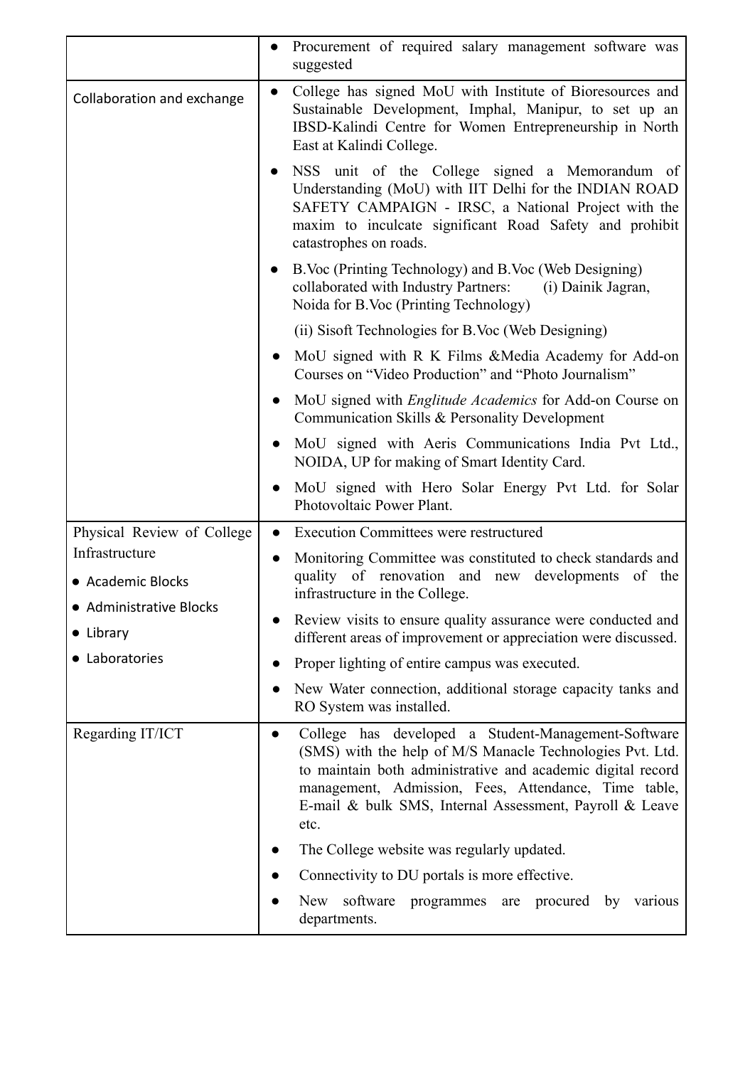| | |
|---|---|
| | ● Procurement of required salary management software was suggested |
| Collaboration and exchange | ● College has signed MoU with Institute of Bioresources and Sustainable Development, Imphal, Manipur, to set up an IBSD-Kalindi Centre for Women Entrepreneurship in North East at Kalindi College.<br>● NSS unit of the College signed a Memorandum of Understanding (MoU) with IIT Delhi for the INDIAN ROAD SAFETY CAMPAIGN - IRSC, a National Project with the maxim to inculcate significant Road Safety and prohibit catastrophes on roads.<br>● B.Voc (Printing Technology) and B.Voc (Web Designing) collaborated with Industry Partners: (i) Dainik Jagran, Noida for B.Voc (Printing Technology)<br>(ii) Sisoft Technologies for B.Voc (Web Designing)<br>● MoU signed with R K Films &Media Academy for Add-on Courses on "Video Production" and "Photo Journalism"<br>● MoU signed with *Englitude Academics* for Add-on Course on Communication Skills & Personality Development<br>● MoU signed with Aeris Communications India Pvt Ltd., NOIDA, UP for making of Smart Identity Card.<br>● MoU signed with Hero Solar Energy Pvt Ltd. for Solar Photovoltaic Power Plant. |
| Physical Review of College Infrastructure<br>● Academic Blocks<br>● Administrative Blocks<br>● Library<br>● Laboratories | ● Execution Committees were restructured<br>● Monitoring Committee was constituted to check standards and quality of renovation and new developments of the infrastructure in the College.<br>● Review visits to ensure quality assurance were conducted and different areas of improvement or appreciation were discussed.<br>● Proper lighting of entire campus was executed.<br>● New Water connection, additional storage capacity tanks and RO System was installed. |
| Regarding IT/ICT | ● College has developed a Student-Management-Software (SMS) with the help of M/S Manacle Technologies Pvt. Ltd. to maintain both administrative and academic digital record management, Admission, Fees, Attendance, Time table, E-mail & bulk SMS, Internal Assessment, Payroll & Leave etc.<br>● The College website was regularly updated.<br>● Connectivity to DU portals is more effective.<br>● New software programmes are procured by various departments. |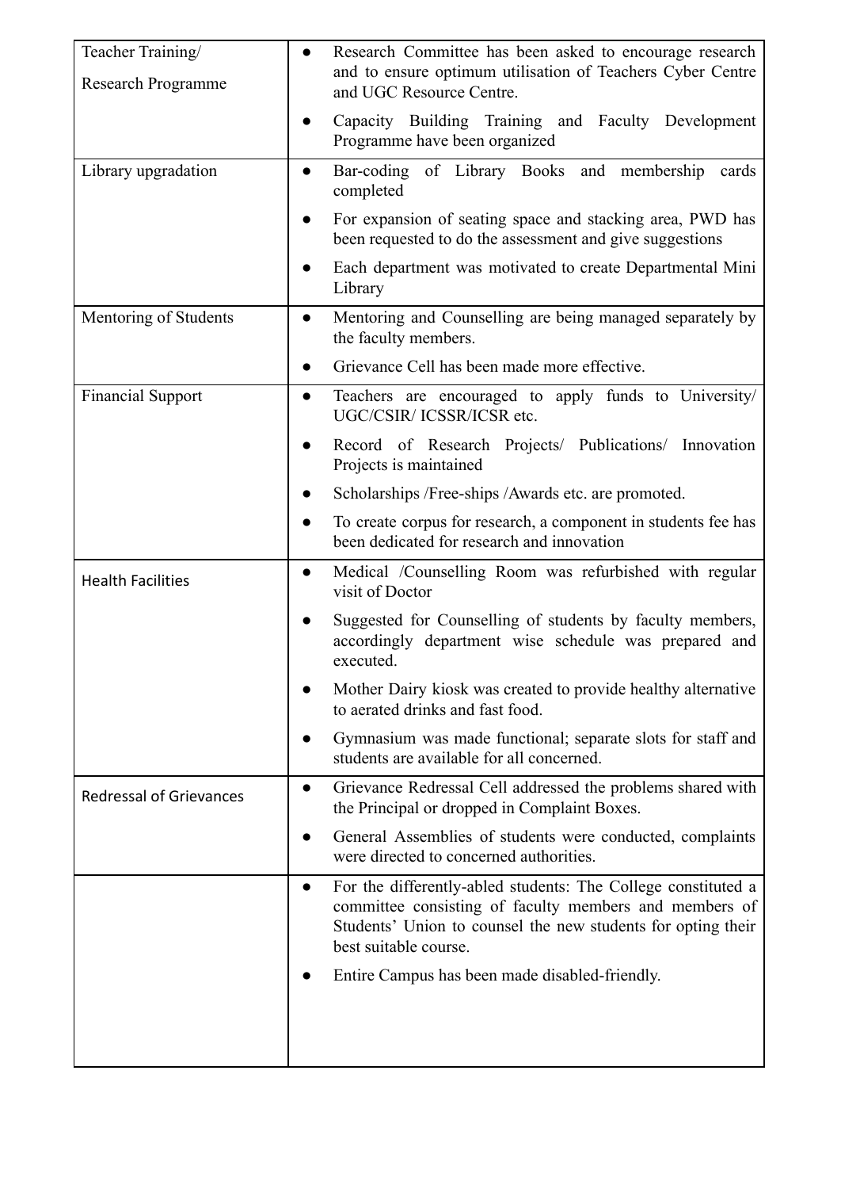| | |
|---|---|
| Teacher Training/<br>Research Programme | ● Research Committee has been asked to encourage research and to ensure optimum utilisation of Teachers Cyber Centre and UGC Resource Centre.<br>● Capacity Building Training and Faculty Development Programme have been organized |
| Library upgradation | ● Bar-coding of Library Books and membership cards completed<br>● For expansion of seating space and stacking area, PWD has been requested to do the assessment and give suggestions<br>● Each department was motivated to create Departmental Mini Library |
| Mentoring of Students | ● Mentoring and Counselling are being managed separately by the faculty members.<br>● Grievance Cell has been made more effective. |
| Financial Support | ● Teachers are encouraged to apply funds to University/ UGC/CSIR/ ICSSR/ICSR etc.<br>● Record of Research Projects/ Publications/ Innovation Projects is maintained<br>● Scholarships /Free-ships /Awards etc. are promoted.<br>● To create corpus for research, a component in students fee has been dedicated for research and innovation |
| Health Facilities | ● Medical /Counselling Room was refurbished with regular visit of Doctor<br>● Suggested for Counselling of students by faculty members, accordingly department wise schedule was prepared and executed.<br>● Mother Dairy kiosk was created to provide healthy alternative to aerated drinks and fast food.<br>● Gymnasium was made functional; separate slots for staff and students are available for all concerned. |
| Redressal of Grievances | ● Grievance Redressal Cell addressed the problems shared with the Principal or dropped in Complaint Boxes.<br>● General Assemblies of students were conducted, complaints were directed to concerned authorities. |
| | ● For the differently-abled students: The College constituted a committee consisting of faculty members and members of Students' Union to counsel the new students for opting their best suitable course.<br>● Entire Campus has been made disabled-friendly. |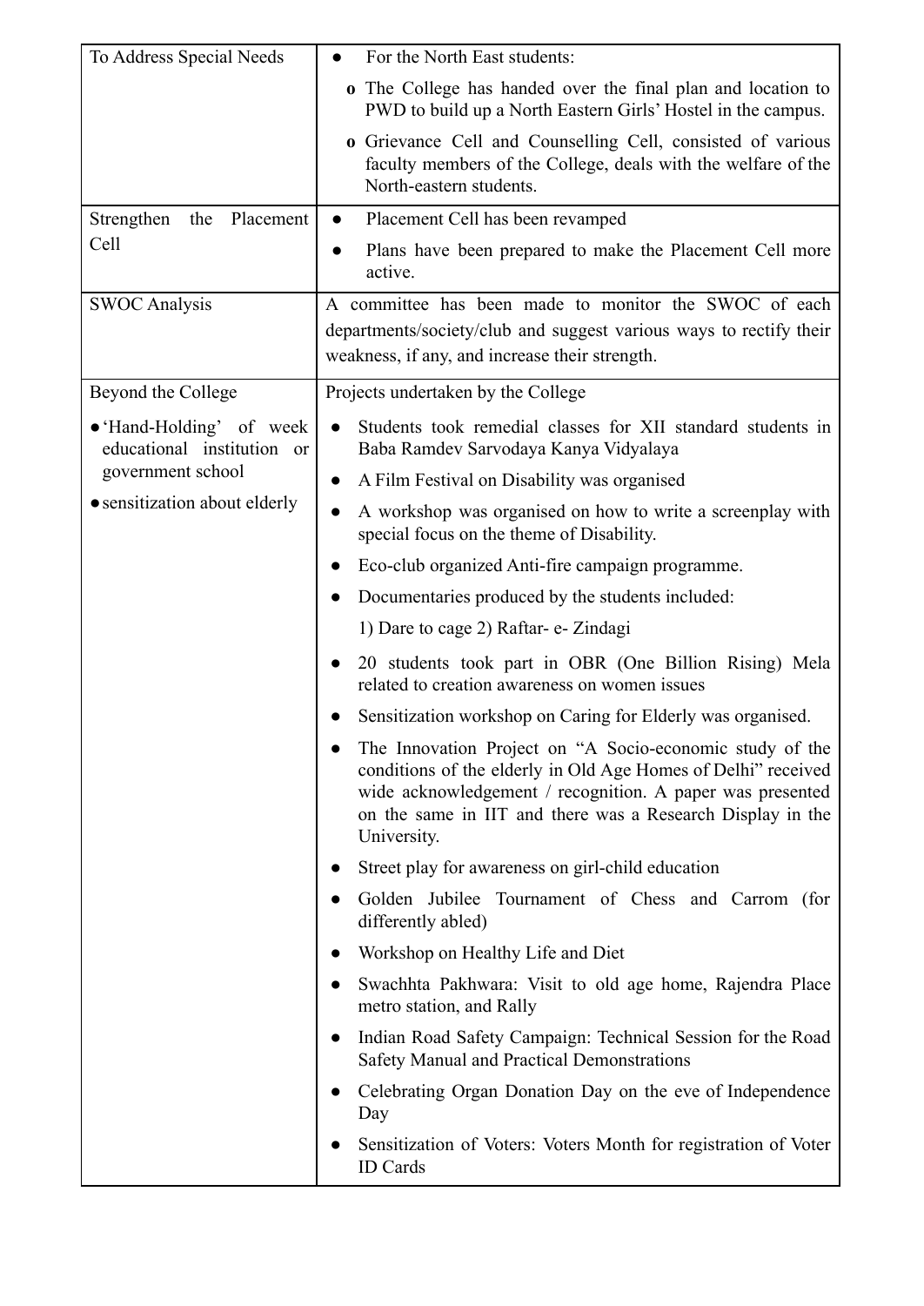| | |
|---|---|
| To Address Special Needs | ● For the North East students:<br>o The College has handed over the final plan and location to PWD to build up a North Eastern Girls' Hostel in the campus.<br>o Grievance Cell and Counselling Cell, consisted of various faculty members of the College, deals with the welfare of the North-eastern students. |
| Strengthen the Placement Cell | ● Placement Cell has been revamped<br>● Plans have been prepared to make the Placement Cell more active. |
| SWOC Analysis | A committee has been made to monitor the SWOC of each departments/society/club and suggest various ways to rectify their weakness, if any, and increase their strength. |
| Beyond the College<br>● 'Hand-Holding' of week educational institution or government school<br>● sensitization about elderly | Projects undertaken by the College<br>● Students took remedial classes for XII standard students in Baba Ramdev Sarvodaya Kanya Vidyalaya<br>● A Film Festival on Disability was organised<br>● A workshop was organised on how to write a screenplay with special focus on the theme of Disability.<br>● Eco-club organized Anti-fire campaign programme.<br>● Documentaries produced by the students included:<br>1) Dare to cage 2) Raftar- e- Zindagi<br>● 20 students took part in OBR (One Billion Rising) Mela related to creation awareness on women issues<br>● Sensitization workshop on Caring for Elderly was organised.<br>● The Innovation Project on "A Socio-economic study of the conditions of the elderly in Old Age Homes of Delhi" received wide acknowledgement / recognition. A paper was presented on the same in IIT and there was a Research Display in the University.<br>● Street play for awareness on girl-child education<br>● Golden Jubilee Tournament of Chess and Carrom (for differently abled)<br>● Workshop on Healthy Life and Diet<br>● Swachhta Pakhwara: Visit to old age home, Rajendra Place metro station, and Rally<br>● Indian Road Safety Campaign: Technical Session for the Road Safety Manual and Practical Demonstrations<br>● Celebrating Organ Donation Day on the eve of Independence Day<br>● Sensitization of Voters: Voters Month for registration of Voter ID Cards |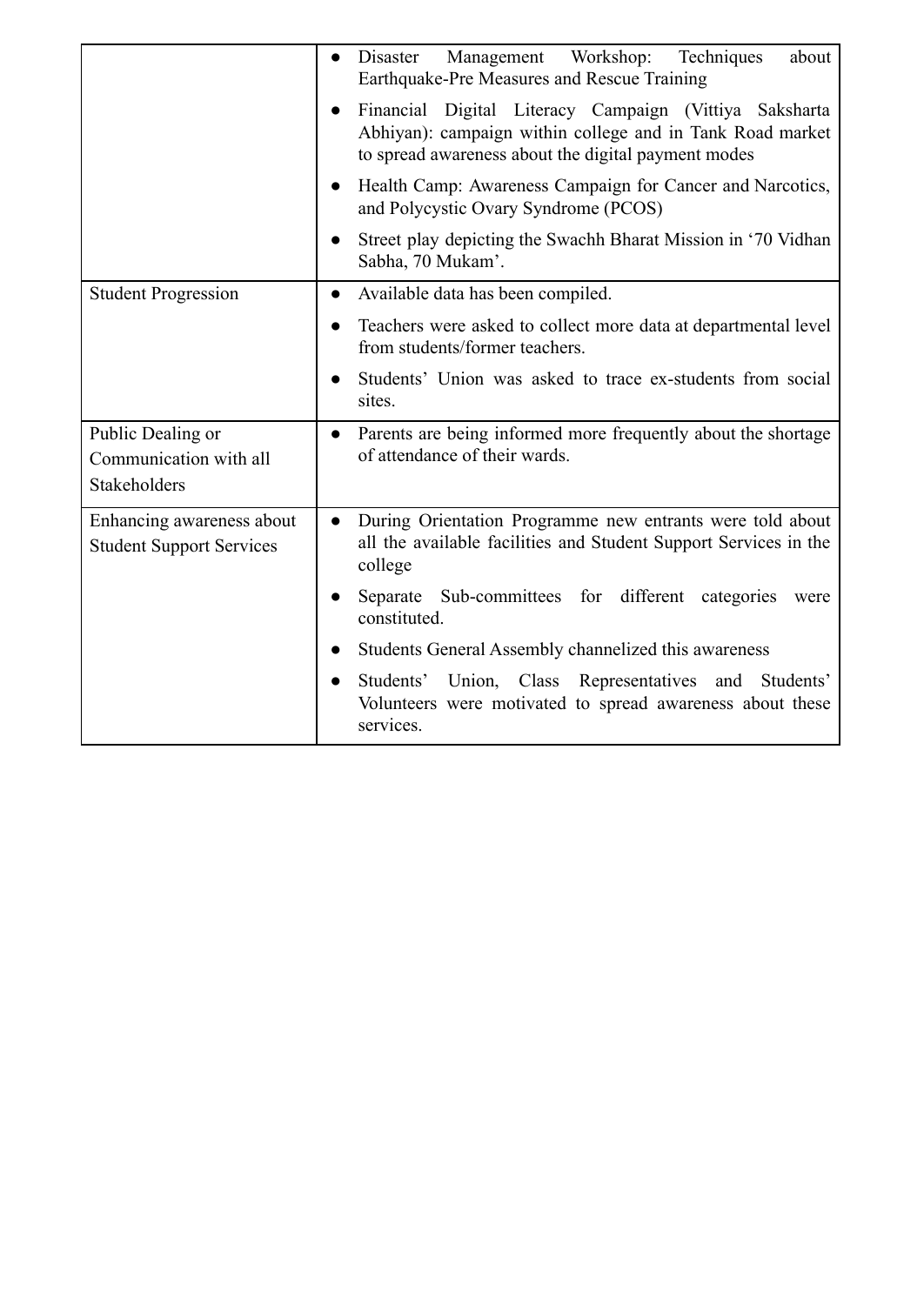| | |
|---|---|
| | • Disaster Management Workshop: Techniques about Earthquake-Pre Measures and Rescue Training<br>• Financial Digital Literacy Campaign (Vittiya Saksharta Abhiyan): campaign within college and in Tank Road market to spread awareness about the digital payment modes<br>• Health Camp: Awareness Campaign for Cancer and Narcotics, and Polycystic Ovary Syndrome (PCOS)<br>• Street play depicting the Swachh Bharat Mission in '70 Vidhan Sabha, 70 Mukam'. |
| Student Progression | • Available data has been compiled.<br>• Teachers were asked to collect more data at departmental level from students/former teachers.<br>• Students' Union was asked to trace ex-students from social sites. |
| Public Dealing or Communication with all Stakeholders | • Parents are being informed more frequently about the shortage of attendance of their wards. |
| Enhancing awareness about Student Support Services | • During Orientation Programme new entrants were told about all the available facilities and Student Support Services in the college<br>• Separate Sub-committees for different categories were constituted.<br>• Students General Assembly channelized this awareness<br>• Students' Union, Class Representatives and Students' Volunteers were motivated to spread awareness about these services. |